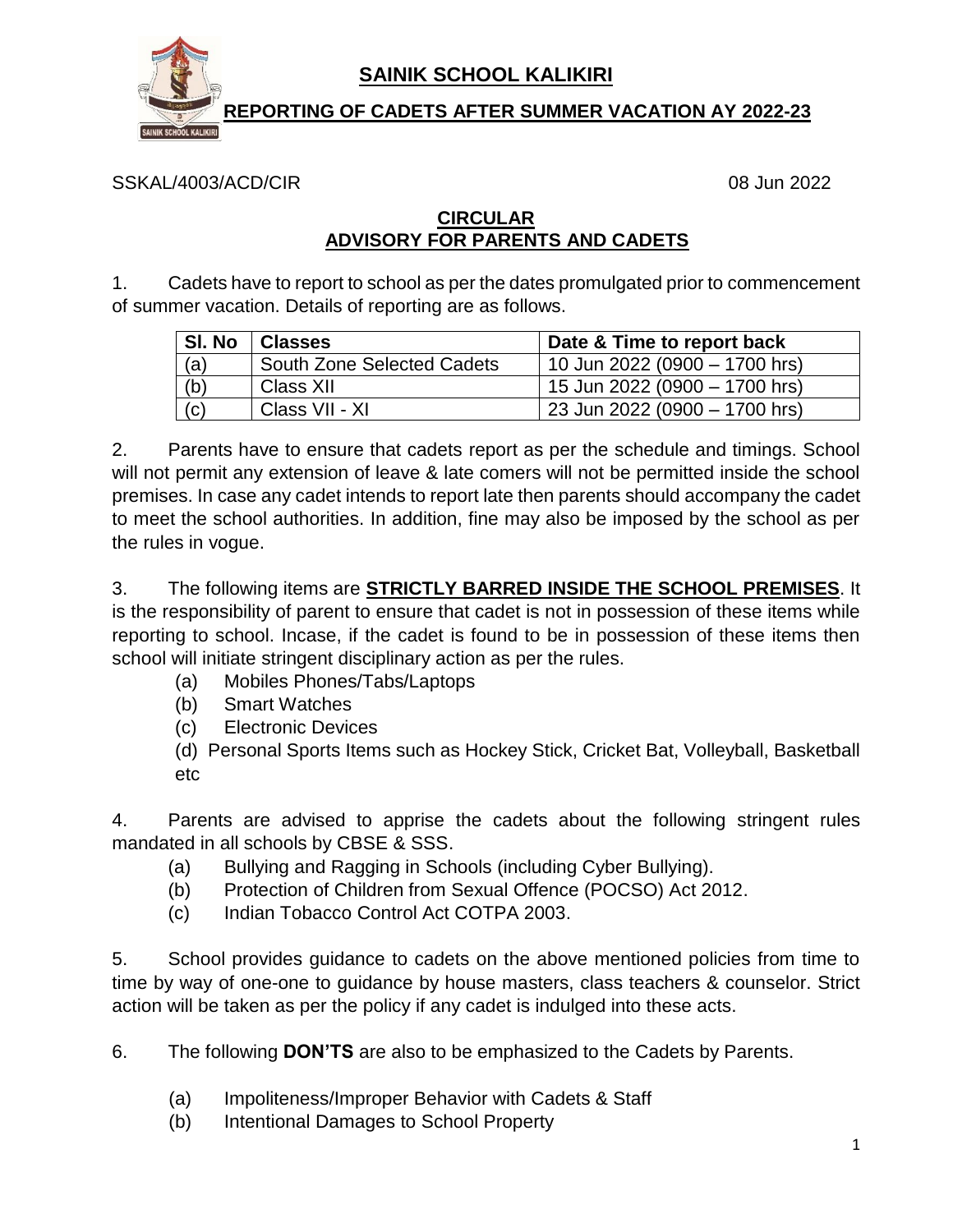# SAINIK SCHOOL KALIKIRI

## REPORTING OF CADETS AFTER SUMMER VACATION AY 2022-23

SSKAL/4003/ACD/CIR 08 Jun 2022

## CIRCULAR
## ADVISORY FOR PARENTS AND CADETS

1. Cadets have to report to school as per the dates promulgated prior to commencement of summer vacation. Details of reporting are as follows.

| Sl. No | Classes | Date & Time to report back |
|---|---|---|
| (a) | South Zone Selected Cadets | 10 Jun 2022 (0900 – 1700 hrs) |
| (b) | Class XII | 15 Jun 2022 (0900 – 1700 hrs) |
| (c) | Class VII - XI | 23 Jun 2022 (0900 – 1700 hrs) |

2. Parents have to ensure that cadets report as per the schedule and timings. School will not permit any extension of leave & late comers will not be permitted inside the school premises. In case any cadet intends to report late then parents should accompany the cadet to meet the school authorities. In addition, fine may also be imposed by the school as per the rules in vogue.

3. The following items are **STRICTLY BARRED INSIDE THE SCHOOL PREMISES**. It is the responsibility of parent to ensure that cadet is not in possession of these items while reporting to school. Incase, if the cadet is found to be in possession of these items then school will initiate stringent disciplinary action as per the rules.

(a) Mobiles Phones/Tabs/Laptops
(b) Smart Watches
(c) Electronic Devices
(d) Personal Sports Items such as Hockey Stick, Cricket Bat, Volleyball, Basketball etc

4. Parents are advised to apprise the cadets about the following stringent rules mandated in all schools by CBSE & SSS.

(a) Bullying and Ragging in Schools (including Cyber Bullying).
(b) Protection of Children from Sexual Offence (POCSO) Act 2012.
(c) Indian Tobacco Control Act COTPA 2003.

5. School provides guidance to cadets on the above mentioned policies from time to time by way of one-one to guidance by house masters, class teachers & counselor. Strict action will be taken as per the policy if any cadet is indulged into these acts.

6. The following **DON'TS** are also to be emphasized to the Cadets by Parents.

(a) Impoliteness/Improper Behavior with Cadets & Staff
(b) Intentional Damages to School Property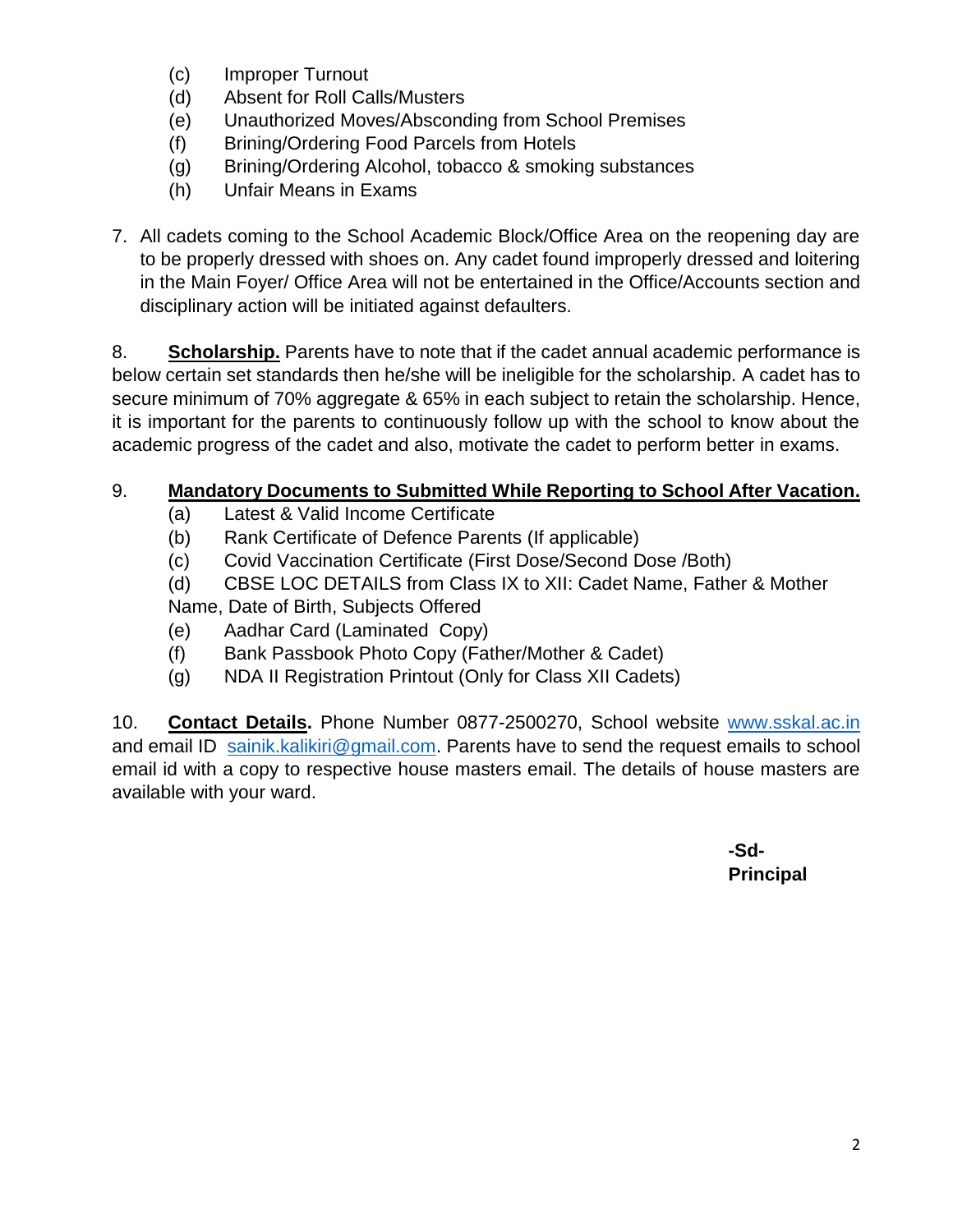(c) Improper Turnout
(d) Absent for Roll Calls/Musters
(e) Unauthorized Moves/Absconding from School Premises
(f) Brining/Ordering Food Parcels from Hotels
(g) Brining/Ordering Alcohol, tobacco & smoking substances
(h) Unfair Means in Exams

7. All cadets coming to the School Academic Block/Office Area on the reopening day are to be properly dressed with shoes on. Any cadet found improperly dressed and loitering in the Main Foyer/ Office Area will not be entertained in the Office/Accounts section and disciplinary action will be initiated against defaulters.

8. **Scholarship.** Parents have to note that if the cadet annual academic performance is below certain set standards then he/she will be ineligible for the scholarship. A cadet has to secure minimum of 70% aggregate & 65% in each subject to retain the scholarship. Hence, it is important for the parents to continuously follow up with the school to know about the academic progress of the cadet and also, motivate the cadet to perform better in exams.

9. **Mandatory Documents to Submitted While Reporting to School After Vacation.**

(a) Latest & Valid Income Certificate
(b) Rank Certificate of Defence Parents (If applicable)
(c) Covid Vaccination Certificate (First Dose/Second Dose /Both)
(d) CBSE LOC DETAILS from Class IX to XII: Cadet Name, Father & Mother Name, Date of Birth, Subjects Offered
(e) Aadhar Card (Laminated Copy)
(f) Bank Passbook Photo Copy (Father/Mother & Cadet)
(g) NDA II Registration Printout (Only for Class XII Cadets)

10. **Contact Details.** Phone Number 0877-2500270, School website www.sskal.ac.in and email ID sainik.kalikiri@gmail.com. Parents have to send the request emails to school email id with a copy to respective house masters email. The details of house masters are available with your ward.

**-Sd-**
**Principal**